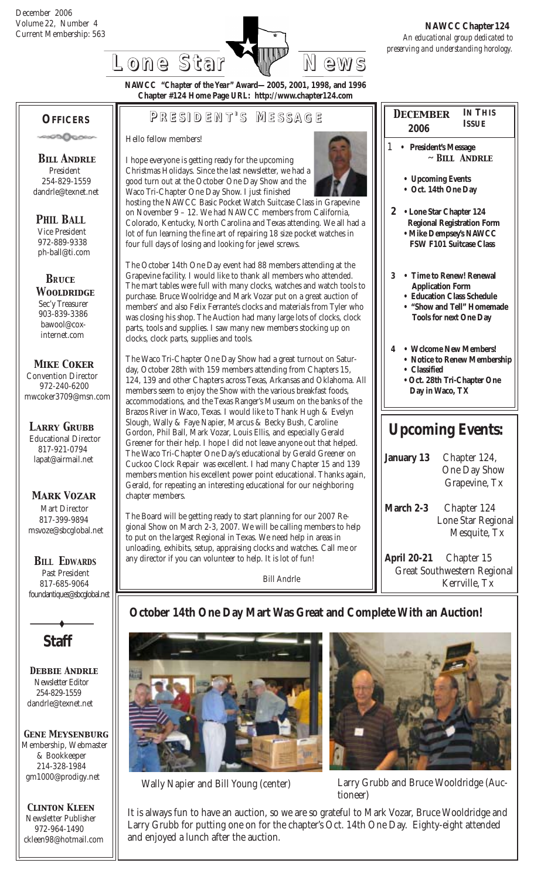December 2006
Volume 22, Number 4
Current Membership: 563

# Lone Star News

**NAWCC Chapter 124**
*An educational group dedicated to preserving and understanding horology.*

**NAWCC "Chapter of the Year" Award—2005, 2001, 1998, and 1996**
**Chapter #124 Home Page URL: http://www.chapter124.com**

## Officers

**Bill Andrle**
President
254-829-1559
dandrle@texnet.net

**Phil Ball**
Vice President
972-889-9338
ph-ball@ti.com

**Bruce Wooldridge**
Sec'y Treasurer
903-839-3386
bawool@cox-internet.com

**Mike Coker**
Convention Director
972-240-6200
mwcoker3709@msn.com

**Larry Grubb**
Educational Director
817-921-0794
lapat@airmail.net

**Mark Vozar**
Mart Director
817-399-9894
msvoze@sbcglobal.net

**Bill Edwards**
Past President
817-685-9064
foundantiques@sbcglobal.net

## Staff

**Debbie Andrle**
Newsletter Editor
254-829-1559
dandrle@texnet.net

**Gene Meysenburg**
Membership, Webmaster & Bookkeeper
214-328-1984
gm1000@prodigy.net

**Clinton Kleen**
Newsletter Publisher
972-964-1490
ckleen98@hotmail.com

## President's Message

Hello fellow members!

I hope everyone is getting ready for the upcoming Christmas Holidays. Since the last newsletter, we had a good turn out at the October One Day Show and the Waco Tri-Chapter One Day Show. I just finished hosting the NAWCC Basic Pocket Watch Suitcase Class in Grapevine on November 9 – 12. We had NAWCC members from California, Colorado, Kentucky, North Carolina and Texas attending. We all had a lot of fun learning the fine art of repairing 18 size pocket watches in four full days of losing and looking for jewel screws.

The October 14th One Day event had 88 members attending at the Grapevine facility. I would like to thank all members who attended. The mart tables were full with many clocks, watches and watch tools to purchase. Bruce Woolridge and Mark Vozar put on a great auction of members' and also Felix Ferrante's clocks and materials from Tyler who was closing his shop. The Auction had many large lots of clocks, clock parts, tools and supplies. I saw many new members stocking up on clocks, clock parts, supplies and tools.

The Waco Tri-Chapter One Day Show had a great turnout on Saturday, October 28th with 159 members attending from Chapters 15, 124, 139 and other Chapters across Texas, Arkansas and Oklahoma. All members seem to enjoy the Show with the various breakfast foods, accommodations, and the Texas Ranger's Museum on the banks of the Brazos River in Waco, Texas. I would like to Thank Hugh & Evelyn Slough, Phil Ball, Mark Vozar, Louis Ellis, and especially Gerald Greener for their help. I hope I did not leave anyone out that helped. The Waco Tri-Chapter One Day's educational by Gerald Greener on Cuckoo Clock Repair was excellent. I had many Chapter 15 and 139 members mention his excellent power point educational. Thanks again, Gerald, for repeating an interesting educational for our neighboring chapter members.

The Board will be getting ready to start planning for our 2007 Regional Show on March 2-3, 2007. We will be calling members to help to put on the largest Regional in Texas. We need help in areas in unloading, exhibits, setup, appraising clocks and watches. Call me or any director if you can volunteer to help. It is lot of fun!

Bill Andrle

## December 2006 — In This Issue

1
- **President's Message ~ Bill Andrle**
- **Upcoming Events**
- **Oct. 14th One Day**

2
- **Lone Star Chapter 124 Regional Registration Form**
- **Mike Dempsey's NAWCC FSW F101 Suitcase Class**

3
- **Time to Renew! Renewal Application Form**
- **Education Class Schedule**
- **"Show and Tell" Homemade Tools for next One Day**

4
- **Wclcome New Members!**
- **Notice to Renew Membership**
- **Classified**
- **Oct. 28th Tri-Chapter One Day in Waco, TX**

## Upcoming Events:

**January 13** — Chapter 124, One Day Show, Grapevine, Tx

**March 2-3** — Chapter 124, Lone Star Regional, Mesquite, Tx

**April 20-21** — Chapter 15, Great Southwestern Regional, Kerrville, Tx

## October 14th One Day Mart Was Great and Complete With an Auction!

Wally Napier and Bill Young (center)

Larry Grubb and Bruce Wooldridge (Auctioneer)

It is always fun to have an auction, so we are so grateful to Mark Vozar, Bruce Wooldridge and Larry Grubb for putting one on for the chapter's Oct. 14th One Day. Eighty-eight attended and enjoyed a lunch after the auction.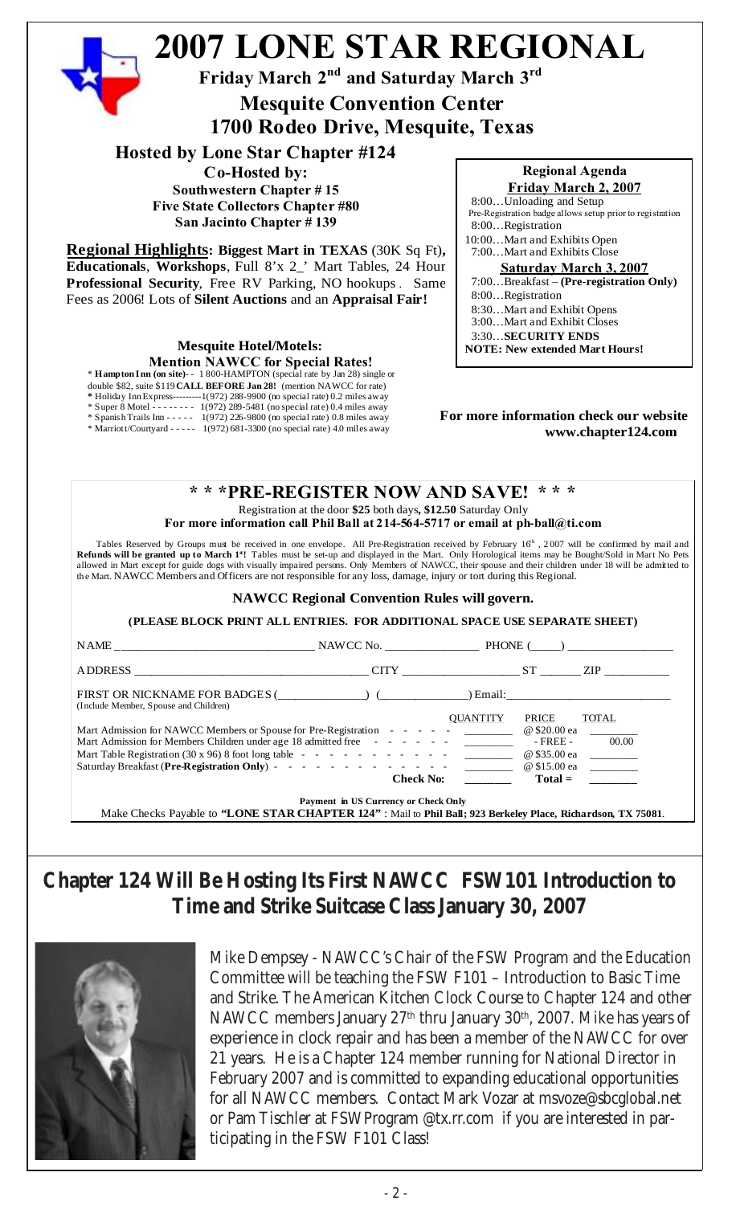# 2007 LONE STAR REGIONAL

**Friday March 2nd and Saturday March 3rd**

**Mesquite Convention Center**
**1700 Rodeo Drive, Mesquite, Texas**

**Hosted by Lone Star Chapter #124**

**Co-Hosted by:**
**Southwestern Chapter # 15**
**Five State Collectors Chapter #80**
**San Jacinto Chapter # 139**

**Regional Highlights: Biggest Mart in TEXAS** (30K Sq Ft), **Educationals**, **Workshops**, Full 8'x 2_' Mart Tables, 24 Hour **Professional Security**, Free RV Parking, NO hookups. Same Fees as 2006! Lots of **Silent Auctions** and an **Appraisal Fair!**

**Mesquite Hotel/Motels:**
**Mention NAWCC for Special Rates!**

* **Hampton Inn (on site)**- - 1 800-HAMPTON (special rate by Jan 28) single or double $82, suite $119 **CALL BEFORE Jan 28!** (mention NAWCC for rate)
* Holiday Inn Express---------1(972) 288-9900 (no special rate) 0.2 miles away
* Super 8 Motel - - - - - - - - 1(972) 289-5481 (no special rate) 0.4 miles away
* Spanish Trails Inn - - - - - 1(972) 226-9800 (no special rate) 0.8 miles away
* Marriott/Courtyard - - - - - 1(972) 681-3300 (no special rate) 4.0 miles away

**Regional Agenda**

**Friday March 2, 2007**

8:00…Unloading and Setup
Pre-Registration badge allows setup prior to registration
8:00…Registration
10:00…Mart and Exhibits Open
7:00…Mart and Exhibits Close

**Saturday March 3, 2007**

7:00…Breakfast – **(Pre-registration Only)**
8:00…Registration
8:30…Mart and Exhibit Opens
3:00…Mart and Exhibit Closes
3:30…**SECURITY ENDS**
**NOTE: New extended Mart Hours!**

**For more information check our website www.chapter124.com**

## * * *PRE-REGISTER NOW AND SAVE! * * *

Registration at the door **$25** both days, **$12.50** Saturday Only
**For more information call Phil Ball at 214-564-5717 or email at ph-ball@ti.com**

Tables Reserved by Groups must be received in one envelope. All Pre-Registration received by February 16th, 2007 will be confirmed by mail and **Refunds will be granted up to March 1st!** Tables must be set-up and displayed in the Mart. Only Horological items may be Bought/Sold in Mart No Pets allowed in Mart except for guide dogs with visually impaired persons. Only Members of NAWCC, their spouse and their children under 18 will be admitted to the Mart. NAWCC Members and Officers are not responsible for any loss, damage, injury or tort during this Regional.

**NAWCC Regional Convention Rules will govern.**

**(PLEASE BLOCK PRINT ALL ENTRIES. FOR ADDITIONAL SPACE USE SEPARATE SHEET)**

NAME ______________________ NAWCC No. ____________ PHONE (____) ____________

ADDRESS ______________________ CITY ____________ ST ______ ZIP __________

FIRST OR NICKNAME FOR BADGES (____________) (____________) Email: ____________
(Include Member, Spouse and Children)

| | QUANTITY | PRICE | TOTAL |
|---|---|---|---|
| Mart Admission for NAWCC Members or Spouse for Pre-Registration | ______ | @ $20.00 ea | ______ |
| Mart Admission for Members Children under age 18 admitted free | ______ | - FREE - | 00.00 |
| Mart Table Registration (30 x 96) 8 foot long table | ______ | @ $35.00 ea | ______ |
| Saturday Breakfast (**Pre-Registration Only**) | ______ | @ $15.00 ea | ______ |
| **Check No:** | ______ | **Total =** | ______ |

**Payment in US Currency or Check Only**

Make Checks Payable to **"LONE STAR CHAPTER 124"** : Mail to **Phil Ball; 923 Berkeley Place, Richardson, TX 75081**.

## Chapter 124 Will Be Hosting Its First NAWCC FSW101 Introduction to Time and Strike Suitcase Class January 30, 2007

Mike Dempsey - NAWCC's Chair of the FSW Program and the Education Committee will be teaching the FSW F101 – Introduction to Basic Time and Strike. The American Kitchen Clock Course to Chapter 124 and other NAWCC members January 27th thru January 30th, 2007. Mike has years of experience in clock repair and has been a member of the NAWCC for over 21 years. He is a Chapter 124 member running for National Director in February 2007 and is committed to expanding educational opportunities for all NAWCC members. Contact Mark Vozar at msvoze@sbcglobal.net or Pam Tischler at FSWProgram @tx.rr.com if you are interested in participating in the FSW F101 Class!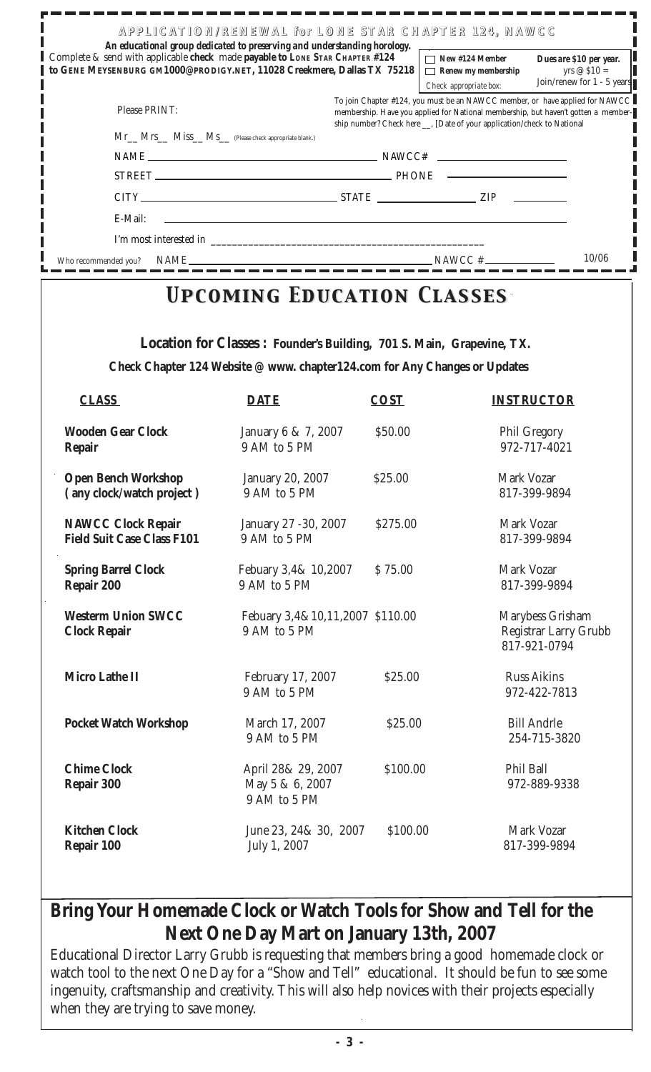**APPLICATION/RENEWAL for LONE STAR CHAPTER 124, NAWCC**

***An educational group dedicated to preserving and understanding horology.***

Complete & send with applicable **check** made **payable to LONE STAR CHAPTER #124 to GENE MEYSENBURG GM1000@PRODIGY.NET, 11028 Creekmere, Dallas TX 75218**

☐ **New #124 Member**
☐ **Renew my membership**
Check appropriate box:

**Dues are $10 per year.**
yrs @ $10 =
Join/renew for 1 - 5 years

Please PRINT:

To join Chapter #124, you must be an NAWCC member, or have applied for NAWCC membership. Have you applied for National membership, but haven't gotten a membership number? Check here __, [Date of your application/check to National

Mr__ Mrs__ Miss__ Ms__ (Please check appropriate blank.)

NAME ______________________ NAWCC# ______________

STREET ______________________ PHONE ______________

CITY ______________ STATE __________ ZIP ________

E-Mail: ______________________________________

I'm most interested in ______________________________

Who recommended you? NAME ______________________ NAWCC # __________ 10/06

# UPCOMING EDUCATION CLASSES

**Location for Classes : Founder's Building, 701 S. Main, Grapevine, TX.**

**Check Chapter 124 Website @ www. chapter124.com for Any Changes or Updates**

| CLASS | DATE | COST | INSTRUCTOR |
|---|---|---|---|
| **Wooden Gear Clock Repair** | January 6 & 7, 2007<br>9 AM to 5 PM | $50.00 | Phil Gregory<br>972-717-4021 |
| **Open Bench Workshop ( any clock/watch project )** | January 20, 2007<br>9 AM to 5 PM | $25.00 | Mark Vozar<br>817-399-9894 |
| **NAWCC Clock Repair Field Suit Case Class F101** | January 27 -30, 2007<br>9 AM to 5 PM | $275.00 | Mark Vozar<br>817-399-9894 |
| **Spring Barrel Clock Repair 200** | Febuary 3,4& 10,2007<br>9 AM to 5 PM | $ 75.00 | Mark Vozar<br>817-399-9894 |
| **Westerm Union SWCC Clock Repair** | Febuary 3,4& 10,11,2007<br>9 AM to 5 PM | $110.00 | Marybess Grisham<br>Registrar Larry Grubb<br>817-921-0794 |
| **Micro Lathe II** | February 17, 2007<br>9 AM to 5 PM | $25.00 | Russ Aikins<br>972-422-7813 |
| **Pocket Watch Workshop** | March 17, 2007<br>9 AM to 5 PM | $25.00 | Bill Andrle<br>254-715-3820 |
| **Chime Clock Repair 300** | April 28& 29, 2007<br>May 5 & 6, 2007<br>9 AM to 5 PM | $100.00 | Phil Ball<br>972-889-9338 |
| **Kitchen Clock Repair 100** | June 23, 24& 30, 2007<br>July 1, 2007 | $100.00 | Mark Vozar<br>817-399-9894 |

## Bring Your Homemade Clock or Watch Tools for Show and Tell for the Next One Day Mart on January 13th, 2007

Educational Director Larry Grubb is requesting that members bring a good homemade clock or watch tool to the next One Day for a "Show and Tell" educational. It should be fun to see some ingenuity, craftsmanship and creativity. This will also help novices with their projects especially when they are trying to save money.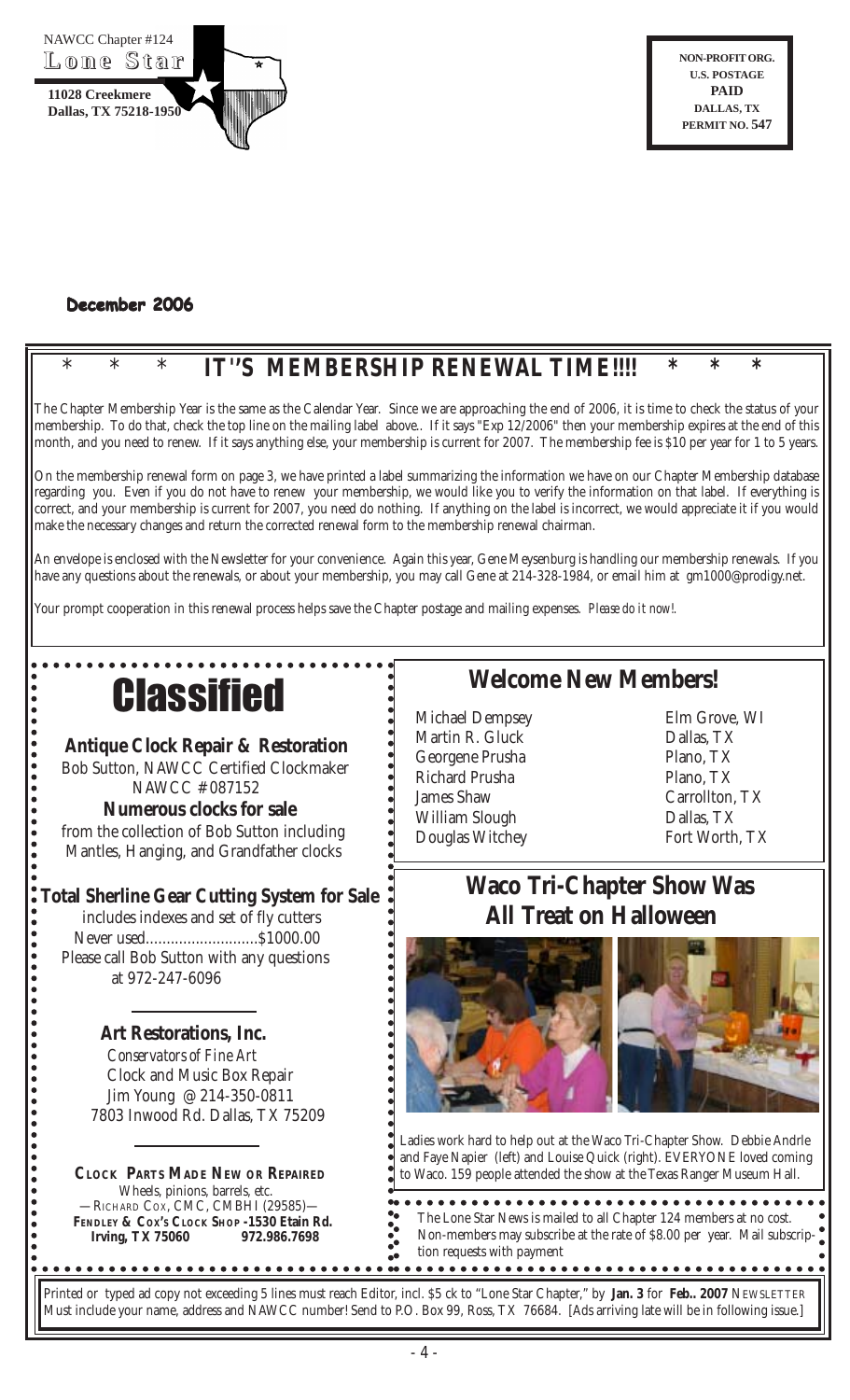NAWCC Chapter #124
**Lone Star**
**11028 Creekmere**
**Dallas, TX 75218-1950**

**NON-PROFIT ORG.**
**U.S. POSTAGE**
**PAID**
**DALLAS, TX**
**PERMIT NO. 547**

**December 2006**

## * * * IT''S MEMBERSHIP RENEWAL TIME!!!! * * *

The Chapter Membership Year is the same as the Calendar Year. Since we are approaching the end of 2006, it is time to check the status of your membership. To do that, check the top line on the mailing label above.. If it says "Exp 12/2006" then your membership expires at the end of this month, and you need to renew. If it says anything else, your membership is current for 2007. The membership fee is $10 per year for 1 to 5 years.

On the membership renewal form on page 3, we have printed a label summarizing the information we have on our Chapter Membership database regarding you. Even if you do not have to renew your membership, we would like you to verify the information on that label. If everything is correct, and your membership is current for 2007, you need do nothing. If anything on the label is incorrect, we would appreciate it if you would make the necessary changes and return the corrected renewal form to the membership renewal chairman.

An envelope is enclosed with the Newsletter for your convenience. Again this year, Gene Meysenburg is handling our membership renewals. If you have any questions about the renewals, or about your membership, you may call Gene at 214-328-1984, or email him at gm1000@prodigy.net.

Your prompt cooperation in this renewal process helps save the Chapter postage and mailing expenses. *Please do it now!.*

# Classified

**Antique Clock Repair & Restoration**
Bob Sutton, NAWCC Certified Clockmaker
NAWCC # 087152
**Numerous clocks for sale**
from the collection of Bob Sutton including
Mantles, Hanging, and Grandfather clocks

**Total Sherline Gear Cutting System for Sale**
includes indexes and set of fly cutters
Never used...........................$1000.00
Please call Bob Sutton with any questions
at 972-247-6096

**Art Restorations, Inc.**
*Conservators of Fine Art*
Clock and Music Box Repair
Jim Young @ 214-350-0811
7803 Inwood Rd. Dallas, TX 75209

**CLOCK PARTS MADE NEW OR REPAIRED**
Wheels, pinions, barrels, etc.
—RICHARD COX, CMC, CMBHI (29585)—
**FENDLEY & COX'S CLOCK SHOP -1530 Etain Rd.**
**Irving, TX 75060 972.986.7698**

## Welcome New Members!

| | |
|---|---|
| Michael Dempsey | Elm Grove, WI |
| Martin R. Gluck | Dallas, TX |
| Georgene Prusha | Plano, TX |
| Richard Prusha | Plano, TX |
| James Shaw | Carrollton, TX |
| William Slough | Dallas, TX |
| Douglas Witchey | Fort Worth, TX |

## Waco Tri-Chapter Show Was All Treat on Halloween

Ladies work hard to help out at the Waco Tri-Chapter Show. Debbie Andrle and Faye Napier (left) and Louise Quick (right). EVERYONE loved coming to Waco. 159 people attended the show at the Texas Ranger Museum Hall.

The Lone Star News is mailed to all Chapter 124 members at no cost. Non-members may subscribe at the rate of $8.00 per year. Mail subscription requests with payment

Printed or typed ad copy not exceeding 5 lines must reach Editor, incl. $5 ck to "Lone Star Chapter," by **Jan. 3** for **Feb.. 2007** NEWSLETTER Must include your name, address and NAWCC number! Send to P.O. Box 99, Ross, TX 76684. [Ads arriving late will be in following issue.]